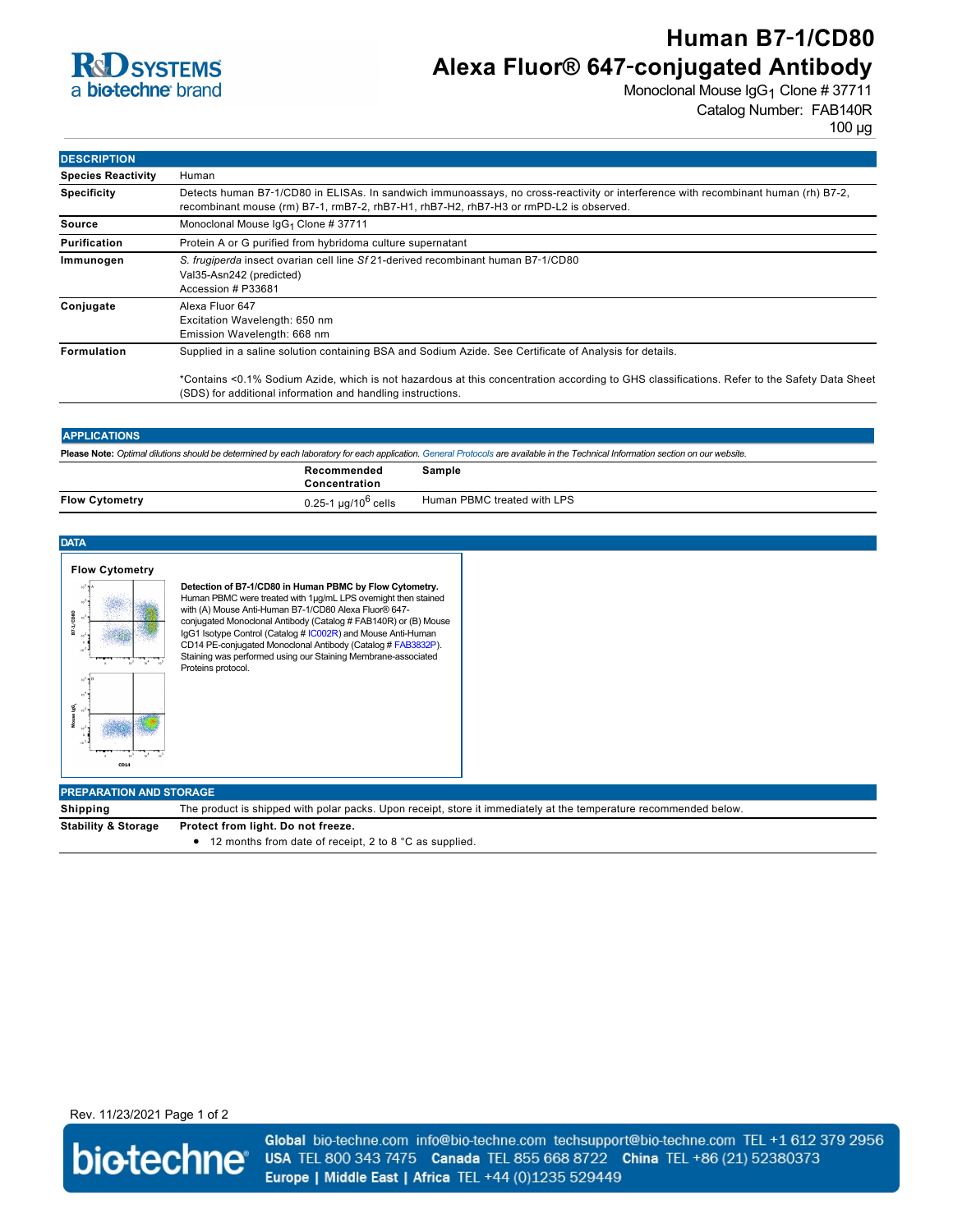# Human B7-1/CD80 Alexa Fluor® 647-conjugated Antibody

Monoclonal Mouse $IgG_1$ Clone # 37711

Catalog Number: FAB140R

100 µg

## DESCRIPTION

| | |
|---|---|
| **Species Reactivity** | Human |
| **Specificity** | Detects human B7-1/CD80 in ELISAs. In sandwich immunoassays, no cross-reactivity or interference with recombinant human (rh) B7-2, recombinant mouse (rm) B7-1, rmB7-2, rhB7-H1, rhB7-H2, rhB7-H3 or rmPD-L2 is observed. |
| **Source** | Monoclonal Mouse $IgG_1$ Clone # 37711 |
| **Purification** | Protein A or G purified from hybridoma culture supernatant |
| **Immunogen** | *S. frugiperda* insect ovarian cell line *Sf* 21-derived recombinant human B7-1/CD80 Val35-Asn242 (predicted) Accession # P33681 |
| **Conjugate** | Alexa Fluor 647 Excitation Wavelength: 650 nm Emission Wavelength: 668 nm |
| **Formulation** | Supplied in a saline solution containing BSA and Sodium Azide. See Certificate of Analysis for details. *Contains <0.1% Sodium Azide, which is not hazardous at this concentration according to GHS classifications. Refer to the Safety Data Sheet (SDS) for additional information and handling instructions. |

## APPLICATIONS

**Please Note:** *Optimal dilutions should be determined by each laboratory for each application. General Protocols are available in the Technical Information section on our website.*

| | Recommended Concentration | Sample |
|---|---|---|
| **Flow Cytometry** | 0.25-1 µg/$10^6$ cells | Human PBMC treated with LPS |

## DATA

**Flow Cytometry**

**Detection of B7-1/CD80 in Human PBMC by Flow Cytometry.** Human PBMC were treated with 1µg/mL LPS overnight then stained with (A) Mouse Anti-Human B7-1/CD80 Alexa Fluor® 647-conjugated Monoclonal Antibody (Catalog # FAB140R) or (B) Mouse IgG1 Isotype Control (Catalog # IC002R) and Mouse Anti-Human CD14 PE-conjugated Monoclonal Antibody (Catalog # FAB3832P). Staining was performed using our Staining Membrane-associated Proteins protocol.

## PREPARATION AND STORAGE

| | |
|---|---|
| **Shipping** | The product is shipped with polar packs. Upon receipt, store it immediately at the temperature recommended below. |
| **Stability & Storage** | **Protect from light. Do not freeze.** • 12 months from date of receipt, 2 to 8 °C as supplied. |

Rev. 11/23/2021

**Global** bio-techne.com info@bio-techne.com techsupport@bio-techne.com TEL +1 612 379 2956 **USA** TEL 800 343 7475 **Canada** TEL 855 668 8722 **China** TEL +86 (21) 52380373 **Europe | Middle East | Africa** TEL +44 (0)1235 529449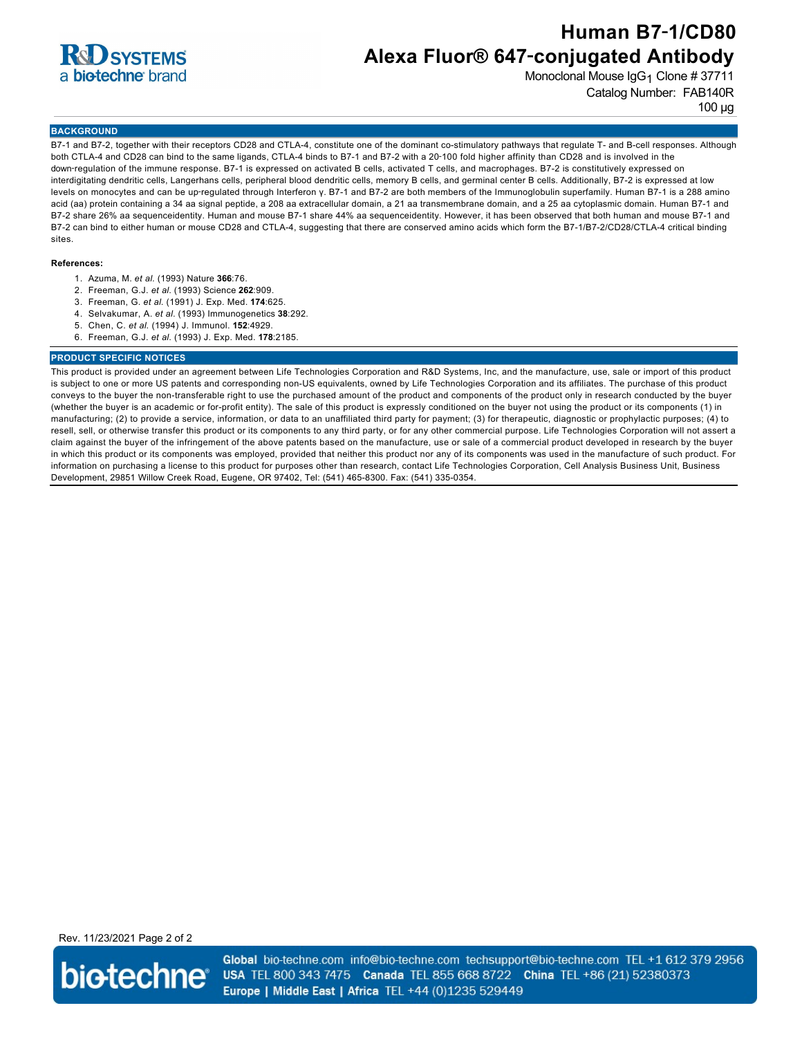# Human B7-1/CD80 Alexa Fluor® 647-conjugated Antibody

Monoclonal Mouse $IgG_1$ Clone # 37711

Catalog Number: FAB140R

100 µg

## BACKGROUND

B7-1 and B7-2, together with their receptors CD28 and CTLA-4, constitute one of the dominant co-stimulatory pathways that regulate T- and B-cell responses. Although both CTLA-4 and CD28 can bind to the same ligands, CTLA-4 binds to B7-1 and B7-2 with a 20-100 fold higher affinity than CD28 and is involved in the down-regulation of the immune response. B7-1 is expressed on activated B cells, activated T cells, and macrophages. B7-2 is constitutively expressed on interdigitating dendritic cells, Langerhans cells, peripheral blood dendritic cells, memory B cells, and germinal center B cells. Additionally, B7-2 is expressed at low levels on monocytes and can be up-regulated through Interferon γ. B7-1 and B7-2 are both members of the Immunoglobulin superfamily. Human B7-1 is a 288 amino acid (aa) protein containing a 34 aa signal peptide, a 208 aa extracellular domain, a 21 aa transmembrane domain, and a 25 aa cytoplasmic domain. Human B7-1 and B7-2 share 26% aa sequenceidentity. Human and mouse B7-1 share 44% aa sequenceidentity. However, it has been observed that both human and mouse B7-1 and B7-2 can bind to either human or mouse CD28 and CTLA-4, suggesting that there are conserved amino acids which form the B7-1/B7-2/CD28/CTLA-4 critical binding sites.

**References:**

1. Azuma, M. *et al.* (1993) Nature **366**:76.
2. Freeman, G.J. *et al.* (1993) Science **262**:909.
3. Freeman, G. *et al.* (1991) J. Exp. Med. **174**:625.
4. Selvakumar, A. *et al.* (1993) Immunogenetics **38**:292.
5. Chen, C. *et al.* (1994) J. Immunol. **152**:4929.
6. Freeman, G.J. *et al.* (1993) J. Exp. Med. **178**:2185.

## PRODUCT SPECIFIC NOTICES

This product is provided under an agreement between Life Technologies Corporation and R&D Systems, Inc, and the manufacture, use, sale or import of this product is subject to one or more US patents and corresponding non-US equivalents, owned by Life Technologies Corporation and its affiliates. The purchase of this product conveys to the buyer the non-transferable right to use the purchased amount of the product and components of the product only in research conducted by the buyer (whether the buyer is an academic or for-profit entity). The sale of this product is expressly conditioned on the buyer not using the product or its components (1) in manufacturing; (2) to provide a service, information, or data to an unaffiliated third party for payment; (3) for therapeutic, diagnostic or prophylactic purposes; (4) to resell, sell, or otherwise transfer this product or its components to any third party, or for any other commercial purpose. Life Technologies Corporation will not assert a claim against the buyer of the infringement of the above patents based on the manufacture, use or sale of a commercial product developed in research by the buyer in which this product or its components was employed, provided that neither this product nor any of its components was used in the manufacture of such product. For information on purchasing a license to this product for purposes other than research, contact Life Technologies Corporation, Cell Analysis Business Unit, Business Development, 29851 Willow Creek Road, Eugene, OR 97402, Tel: (541) 465-8300. Fax: (541) 335-0354.

Rev. 11/23/2021

**Global** bio-techne.com info@bio-techne.com techsupport@bio-techne.com TEL +1 612 379 2956
**USA** TEL 800 343 7475 **Canada** TEL 855 668 8722 **China** TEL +86 (21) 52380373
**Europe | Middle East | Africa** TEL +44 (0)1235 529449